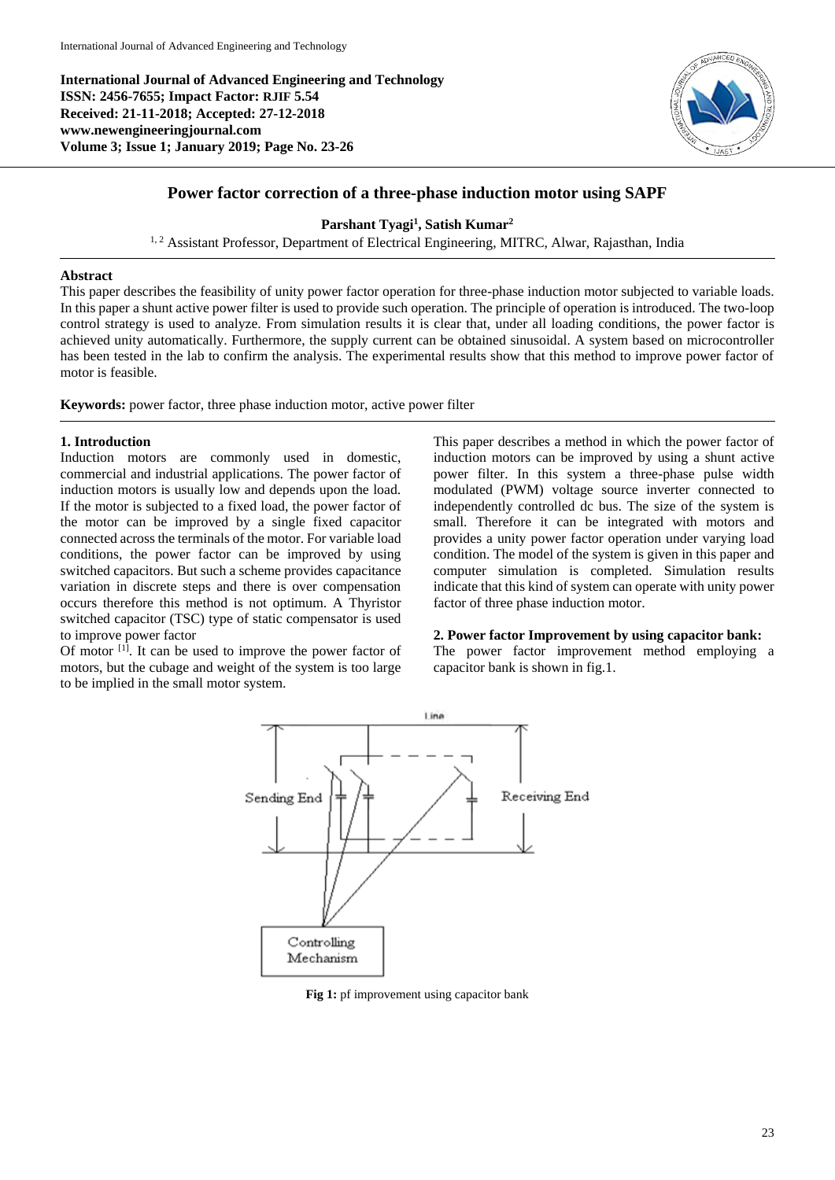International Journal of Advanced Engineering and Technology
ISSN: 2456-7655; Impact Factor: RJIF 5.54
Received: 21-11-2018; Accepted: 27-12-2018
www.newengineeringjournal.com
Volume 3; Issue 1; January 2019; Page No. 23-26

# Power factor correction of a three-phase induction motor using SAPF

**Parshant Tyagi[1], Satish Kumar[2]**

[1, 2] Assistant Professor, Department of Electrical Engineering, MITRC, Alwar, Rajasthan, India

## Abstract

This paper describes the feasibility of unity power factor operation for three-phase induction motor subjected to variable loads. In this paper a shunt active power filter is used to provide such operation. The principle of operation is introduced. The two-loop control strategy is used to analyze. From simulation results it is clear that, under all loading conditions, the power factor is achieved unity automatically. Furthermore, the supply current can be obtained sinusoidal. A system based on microcontroller has been tested in the lab to confirm the analysis. The experimental results show that this method to improve power factor of motor is feasible.

**Keywords:** power factor, three phase induction motor, active power filter

## 1. Introduction

Induction motors are commonly used in domestic, commercial and industrial applications. The power factor of induction motors is usually low and depends upon the load. If the motor is subjected to a fixed load, the power factor of the motor can be improved by a single fixed capacitor connected across the terminals of the motor. For variable load conditions, the power factor can be improved by using switched capacitors. But such a scheme provides capacitance variation in discrete steps and there is over compensation occurs therefore this method is not optimum. A Thyristor switched capacitor (TSC) type of static compensator is used to improve power factor

Of motor [1]. It can be used to improve the power factor of motors, but the cubage and weight of the system is too large to be implied in the small motor system.

This paper describes a method in which the power factor of induction motors can be improved by using a shunt active power filter. In this system a three-phase pulse width modulated (PWM) voltage source inverter connected to independently controlled dc bus. The size of the system is small. Therefore it can be integrated with motors and provides a unity power factor operation under varying load condition. The model of the system is given in this paper and computer simulation is completed. Simulation results indicate that this kind of system can operate with unity power factor of three phase induction motor.

## 2. Power factor Improvement by using capacitor bank:

The power factor improvement method employing a capacitor bank is shown in fig.1.

**Fig 1:** pf improvement using capacitor bank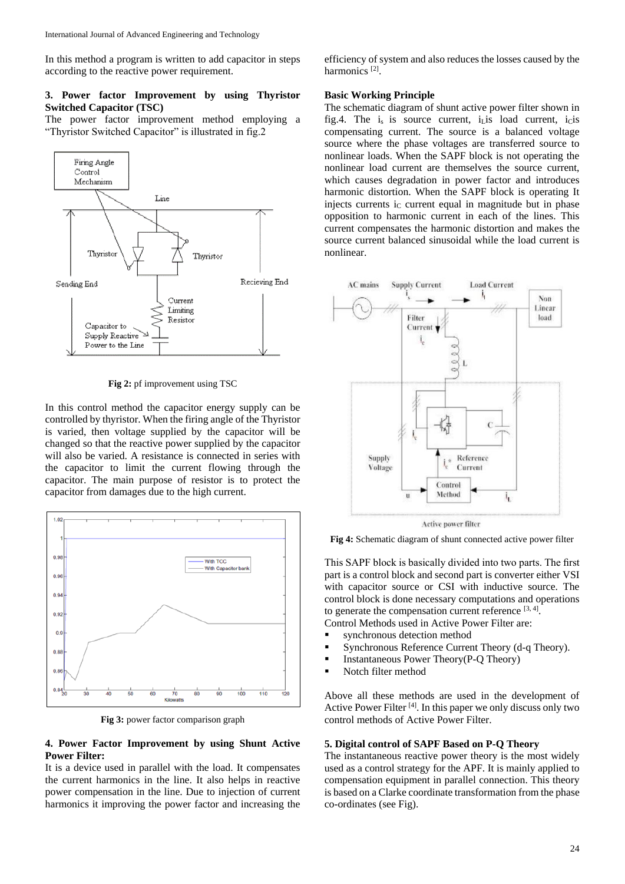In this method a program is written to add capacitor in steps according to the reactive power requirement.

### 3. Power factor Improvement by using Thyristor Switched Capacitor (TSC)

The power factor improvement method employing a "Thyristor Switched Capacitor" is illustrated in fig.2

Fig 2: pf improvement using TSC

In this control method the capacitor energy supply can be controlled by thyristor. When the firing angle of the Thyristor is varied, then voltage supplied by the capacitor will be changed so that the reactive power supplied by the capacitor will also be varied. A resistance is connected in series with the capacitor to limit the current flowing through the capacitor. The main purpose of resistor is to protect the capacitor from damages due to the high current.

Fig 3: power factor comparison graph

### 4. Power Factor Improvement by using Shunt Active Power Filter:

It is a device used in parallel with the load. It compensates the current harmonics in the line. It also helps in reactive power compensation in the line. Due to injection of current harmonics it improving the power factor and increasing the efficiency of system and also reduces the losses caused by the harmonics [2].

**Basic Working Principle**

The schematic diagram of shunt active power filter shown in fig.4. The $i_s$ is source current, $i_L$ is load current, $i_C$ is compensating current. The source is a balanced voltage source where the phase voltages are transferred source to nonlinear loads. When the SAPF block is not operating the nonlinear load current are themselves the source current, which causes degradation in power factor and introduces harmonic distortion. When the SAPF block is operating It injects currents $i_C$ current equal in magnitude but in phase opposition to harmonic current in each of the lines. This current compensates the harmonic distortion and makes the source current balanced sinusoidal while the load current is nonlinear.

Fig 4: Schematic diagram of shunt connected active power filter

This SAPF block is basically divided into two parts. The first part is a control block and second part is converter either VSI with capacitor source or CSI with inductive source. The control block is done necessary computations and operations to generate the compensation current reference [3, 4].

Control Methods used in Active Power Filter are:

- synchronous detection method
- Synchronous Reference Current Theory (d-q Theory).
- Instantaneous Power Theory(P-Q Theory)
- Notch filter method

Above all these methods are used in the development of Active Power Filter [4]. In this paper we only discuss only two control methods of Active Power Filter.

### 5. Digital control of SAPF Based on P-Q Theory

The instantaneous reactive power theory is the most widely used as a control strategy for the APF. It is mainly applied to compensation equipment in parallel connection. This theory is based on a Clarke coordinate transformation from the phase co-ordinates (see Fig).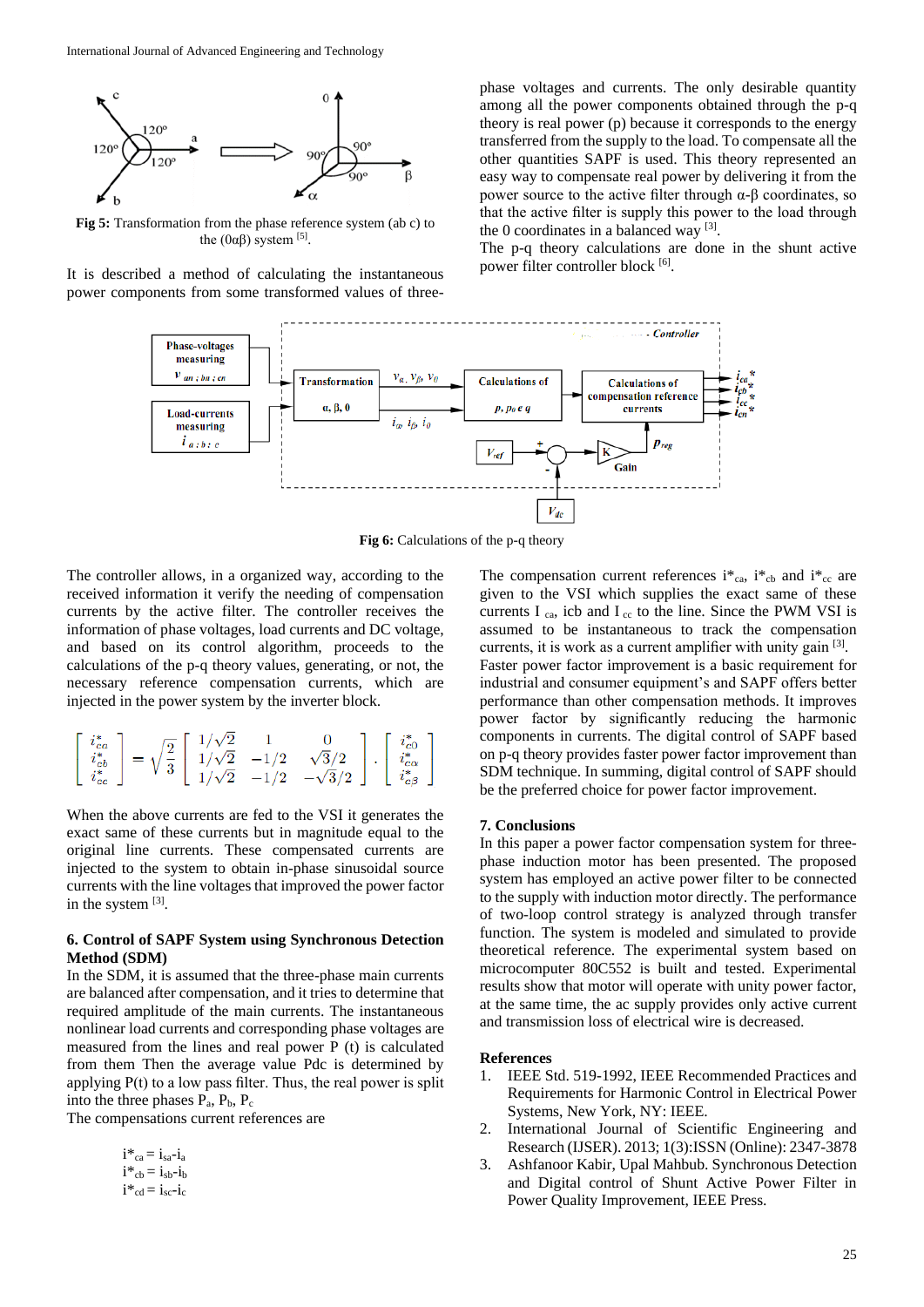Fig 5: Transformation from the phase reference system (ab c) to the (0αβ) system [5].

It is described a method of calculating the instantaneous power components from some transformed values of three-phase voltages and currents. The only desirable quantity among all the power components obtained through the p-q theory is real power (p) because it corresponds to the energy transferred from the supply to the load. To compensate all the other quantities SAPF is used. This theory represented an easy way to compensate real power by delivering it from the power source to the active filter through α-β coordinates, so that the active filter is supply this power to the load through the 0 coordinates in a balanced way [3].

The p-q theory calculations are done in the shunt active power filter controller block [6].

**Fig 6:** Calculations of the p-q theory

The controller allows, in a organized way, according to the received information it verify the needing of compensation currents by the active filter. The controller receives the information of phase voltages, load currents and DC voltage, and based on its control algorithm, proceeds to the calculations of the p-q theory values, generating, or not, the necessary reference compensation currents, which are injected in the power system by the inverter block.

$$\begin{bmatrix} i^*_{ca} \\ i^*_{cb} \\ i^*_{cc} \end{bmatrix} = \sqrt{\frac{2}{3}} \begin{bmatrix} 1/\sqrt{2} & 1 & 0 \\ 1/\sqrt{2} & -1/2 & \sqrt{3}/2 \\ 1/\sqrt{2} & -1/2 & -\sqrt{3}/2 \end{bmatrix} \cdot \begin{bmatrix} i^*_{c0} \\ i^*_{c\alpha} \\ i^*_{c\beta} \end{bmatrix}$$

When the above currents are fed to the VSI it generates the exact same of these currents but in magnitude equal to the original line currents. These compensated currents are injected to the system to obtain in-phase sinusoidal source currents with the line voltages that improved the power factor in the system [3].

## 6. Control of SAPF System using Synchronous Detection Method (SDM)

In the SDM, it is assumed that the three-phase main currents are balanced after compensation, and it tries to determine that required amplitude of the main currents. The instantaneous nonlinear load currents and corresponding phase voltages are measured from the lines and real power P (t) is calculated from them Then the average value Pdc is determined by applying P(t) to a low pass filter. Thus, the real power is split into the three phases $P_a$, $P_b$, $P_c$

The compensations current references are

$i^*_{ca} = i_{sa} - i_a$

$i^*_{cb} = i_{sb} - i_b$

$i^*_{cd} = i_{sc} - i_c$

The compensation current references $i^*_{ca}$, $i^*_{cb}$ and $i^*_{cc}$ are given to the VSI which supplies the exact same of these currents I $_{ca}$, icb and I $_{cc}$ to the line. Since the PWM VSI is assumed to be instantaneous to track the compensation currents, it is work as a current amplifier with unity gain [3].

Faster power factor improvement is a basic requirement for industrial and consumer equipment's and SAPF offers better performance than other compensation methods. It improves power factor by significantly reducing the harmonic components in currents. The digital control of SAPF based on p-q theory provides faster power factor improvement than SDM technique. In summing, digital control of SAPF should be the preferred choice for power factor improvement.

## 7. Conclusions

In this paper a power factor compensation system for three-phase induction motor has been presented. The proposed system has employed an active power filter to be connected to the supply with induction motor directly. The performance of two-loop control strategy is analyzed through transfer function. The system is modeled and simulated to provide theoretical reference. The experimental system based on microcomputer 80C552 is built and tested. Experimental results show that motor will operate with unity power factor, at the same time, the ac supply provides only active current and transmission loss of electrical wire is decreased.

## References

1. IEEE Std. 519-1992, IEEE Recommended Practices and Requirements for Harmonic Control in Electrical Power Systems, New York, NY: IEEE.
2. International Journal of Scientific Engineering and Research (IJSER). 2013; 1(3):ISSN (Online): 2347-3878
3. Ashfanoor Kabir, Upal Mahbub. Synchronous Detection and Digital control of Shunt Active Power Filter in Power Quality Improvement, IEEE Press.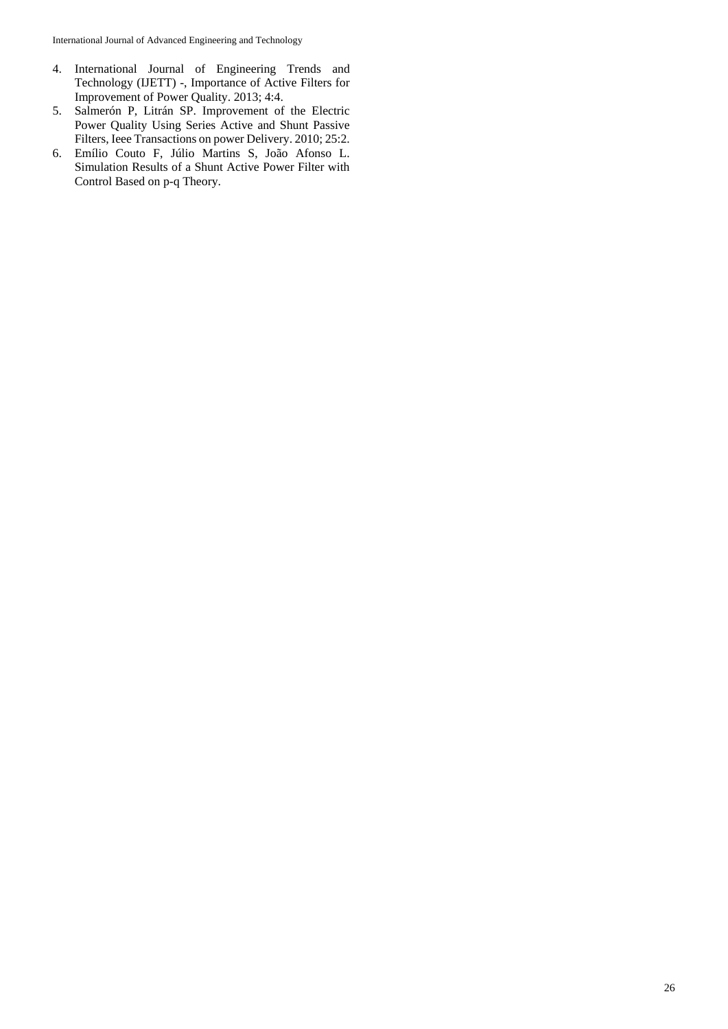4. International Journal of Engineering Trends and Technology (IJETT) -, Importance of Active Filters for Improvement of Power Quality. 2013; 4:4.
5. Salmerón P, Litrán SP. Improvement of the Electric Power Quality Using Series Active and Shunt Passive Filters, Ieee Transactions on power Delivery. 2010; 25:2.
6. Emílio Couto F, Júlio Martins S, João Afonso L. Simulation Results of a Shunt Active Power Filter with Control Based on p-q Theory.